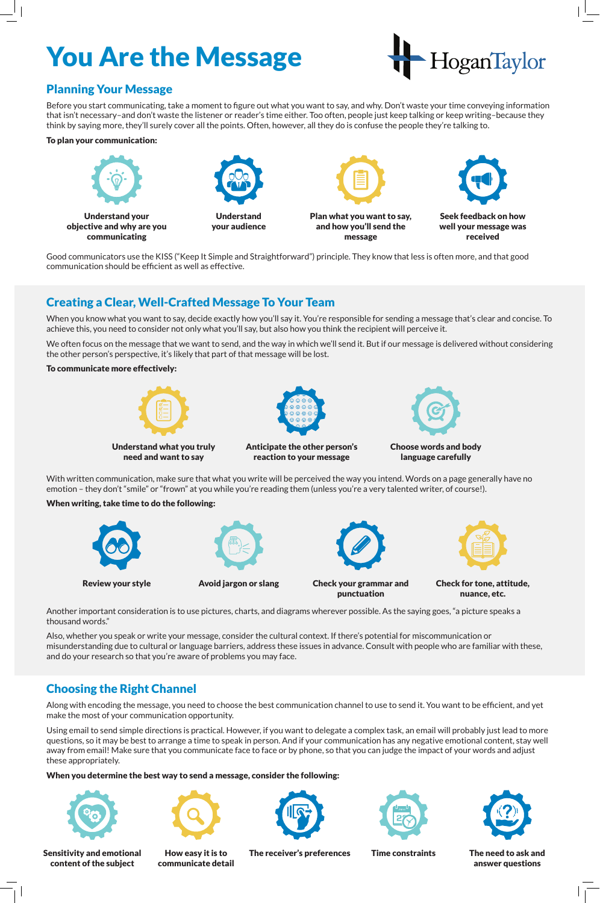# You Are the Message

HoganTaylor

## Planning Your Message

Before you start communicating, take a moment to figure out what you want to say, and why. Don't waste your time conveying information that isn't necessary–and don't waste the listener or reader's time either. Too often, people just keep talking or keep writing–because they think by saying more, they'll surely cover all the points. Often, however, all they do is confuse the people they're talking to.

**To plan your communication:**

- **Understand your objective and why are you communicating**
- **Understand your audience**
- **Plan what you want to say, and how you'll send the message**
- **Seek feedback on how well your message was received**

Good communicators use the KISS ("Keep It Simple and Straightforward") principle. They know that less is often more, and that good communication should be efficient as well as effective.

## Creating a Clear, Well-Crafted Message To Your Team

When you know what you want to say, decide exactly how you'll say it. You're responsible for sending a message that's clear and concise. To achieve this, you need to consider not only what you'll say, but also how you think the recipient will perceive it.

We often focus on the message that we want to send, and the way in which we'll send it. But if our message is delivered without considering the other person's perspective, it's likely that part of that message will be lost.

**To communicate more effectively:**

- **Understand what you truly need and want to say**
- **Anticipate the other person's reaction to your message**
- **Choose words and body language carefully**

With written communication, make sure that what you write will be perceived the way you intend. Words on a page generally have no emotion – they don't "smile" or "frown" at you while you're reading them (unless you're a very talented writer, of course!).

**When writing, take time to do the following:**

- **Review your style**
- **Avoid jargon or slang**
- **Check your grammar and punctuation**
- **Check for tone, attitude, nuance, etc.**

Another important consideration is to use pictures, charts, and diagrams wherever possible. As the saying goes, "a picture speaks a thousand words."

Also, whether you speak or write your message, consider the cultural context. If there's potential for miscommunication or misunderstanding due to cultural or language barriers, address these issues in advance. Consult with people who are familiar with these, and do your research so that you're aware of problems you may face.

## Choosing the Right Channel

Along with encoding the message, you need to choose the best communication channel to use to send it. You want to be efficient, and yet make the most of your communication opportunity.

Using email to send simple directions is practical. However, if you want to delegate a complex task, an email will probably just lead to more questions, so it may be best to arrange a time to speak in person. And if your communication has any negative emotional content, stay well away from email! Make sure that you communicate face to face or by phone, so that you can judge the impact of your words and adjust these appropriately.

**When you determine the best way to send a message, consider the following:**

- **Sensitivity and emotional content of the subject**
- **How easy it is to communicate detail**
- **The receiver's preferences**
- **Time constraints**
- **The need to ask and answer questions**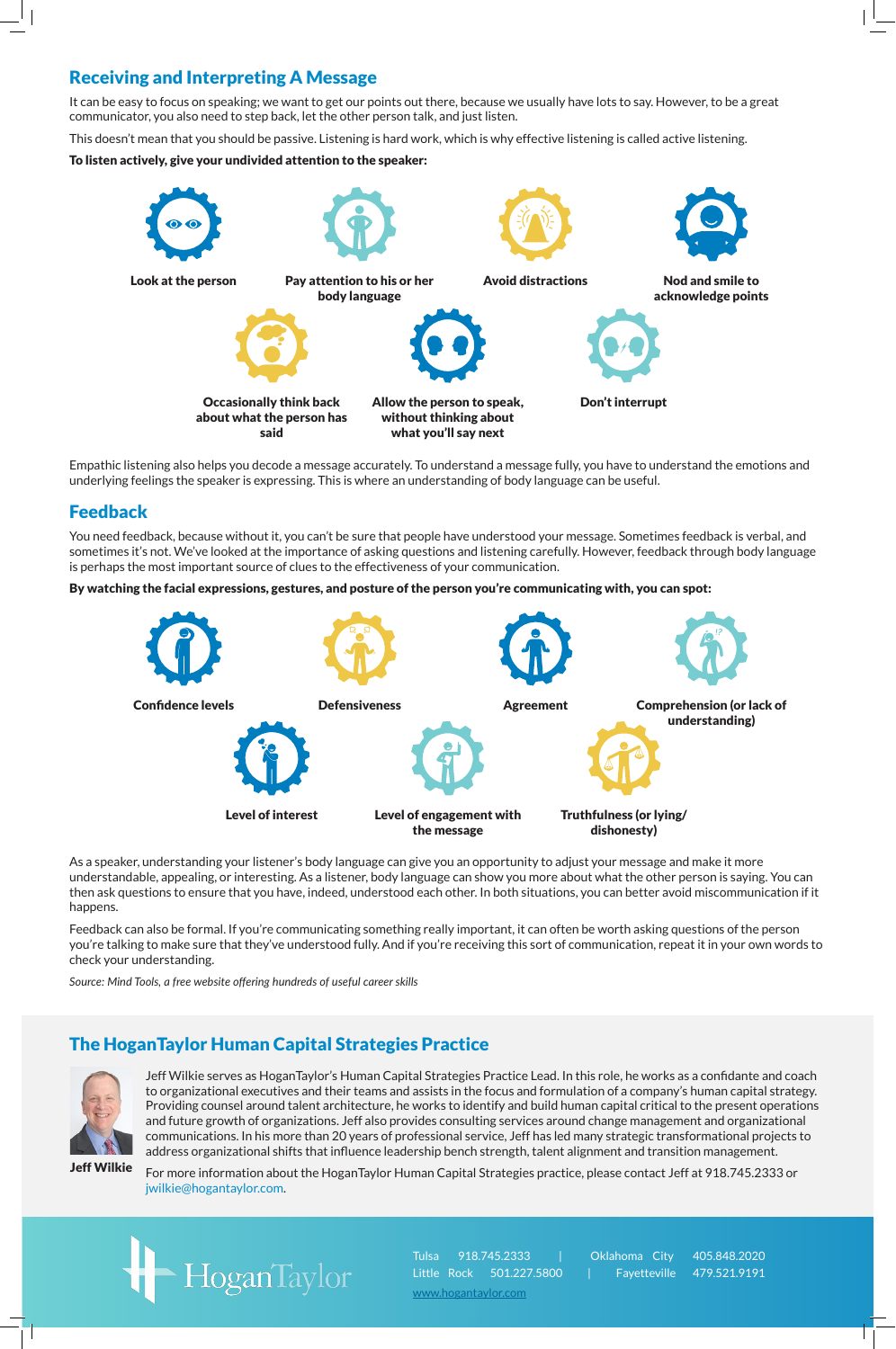## Receiving and Interpreting A Message

It can be easy to focus on speaking; we want to get our points out there, because we usually have lots to say. However, to be a great communicator, you also need to step back, let the other person talk, and just listen.

This doesn't mean that you should be passive. Listening is hard work, which is why effective listening is called active listening.

**To listen actively, give your undivided attention to the speaker:**

- Look at the person
- Pay attention to his or her body language
- Avoid distractions
- Nod and smile to acknowledge points
- Occasionally think back about what the person has said
- Allow the person to speak, without thinking about what you'll say next
- Don't interrupt

Empathic listening also helps you decode a message accurately. To understand a message fully, you have to understand the emotions and underlying feelings the speaker is expressing. This is where an understanding of body language can be useful.

## Feedback

You need feedback, because without it, you can't be sure that people have understood your message. Sometimes feedback is verbal, and sometimes it's not. We've looked at the importance of asking questions and listening carefully. However, feedback through body language is perhaps the most important source of clues to the effectiveness of your communication.

**By watching the facial expressions, gestures, and posture of the person you're communicating with, you can spot:**

- Confidence levels
- Defensiveness
- Agreement
- Comprehension (or lack of understanding)
- Level of interest
- Level of engagement with the message
- Truthfulness (or lying/ dishonesty)

As a speaker, understanding your listener's body language can give you an opportunity to adjust your message and make it more understandable, appealing, or interesting. As a listener, body language can show you more about what the other person is saying. You can then ask questions to ensure that you have, indeed, understood each other. In both situations, you can better avoid miscommunication if it happens.

Feedback can also be formal. If you're communicating something really important, it can often be worth asking questions of the person you're talking to make sure that they've understood fully. And if you're receiving this sort of communication, repeat it in your own words to check your understanding.

*Source: Mind Tools, a free website offering hundreds of useful career skills*

## The HoganTaylor Human Capital Strategies Practice

**Jeff Wilkie**

Jeff Wilkie serves as HoganTaylor's Human Capital Strategies Practice Lead. In this role, he works as a confidante and coach to organizational executives and their teams and assists in the focus and formulation of a company's human capital strategy. Providing counsel around talent architecture, he works to identify and build human capital critical to the present operations and future growth of organizations. Jeff also provides consulting services around change management and organizational communications. In his more than 20 years of professional service, Jeff has led many strategic transformational projects to address organizational shifts that influence leadership bench strength, talent alignment and transition management.

For more information about the HoganTaylor Human Capital Strategies practice, please contact Jeff at 918.745.2333 or jwilkie@hogantaylor.com.

HoganTaylor

Tulsa 918.745.2333 | Oklahoma City 405.848.2020
Little Rock 501.227.5800 | Fayetteville 479.521.9191

www.hogantaylor.com